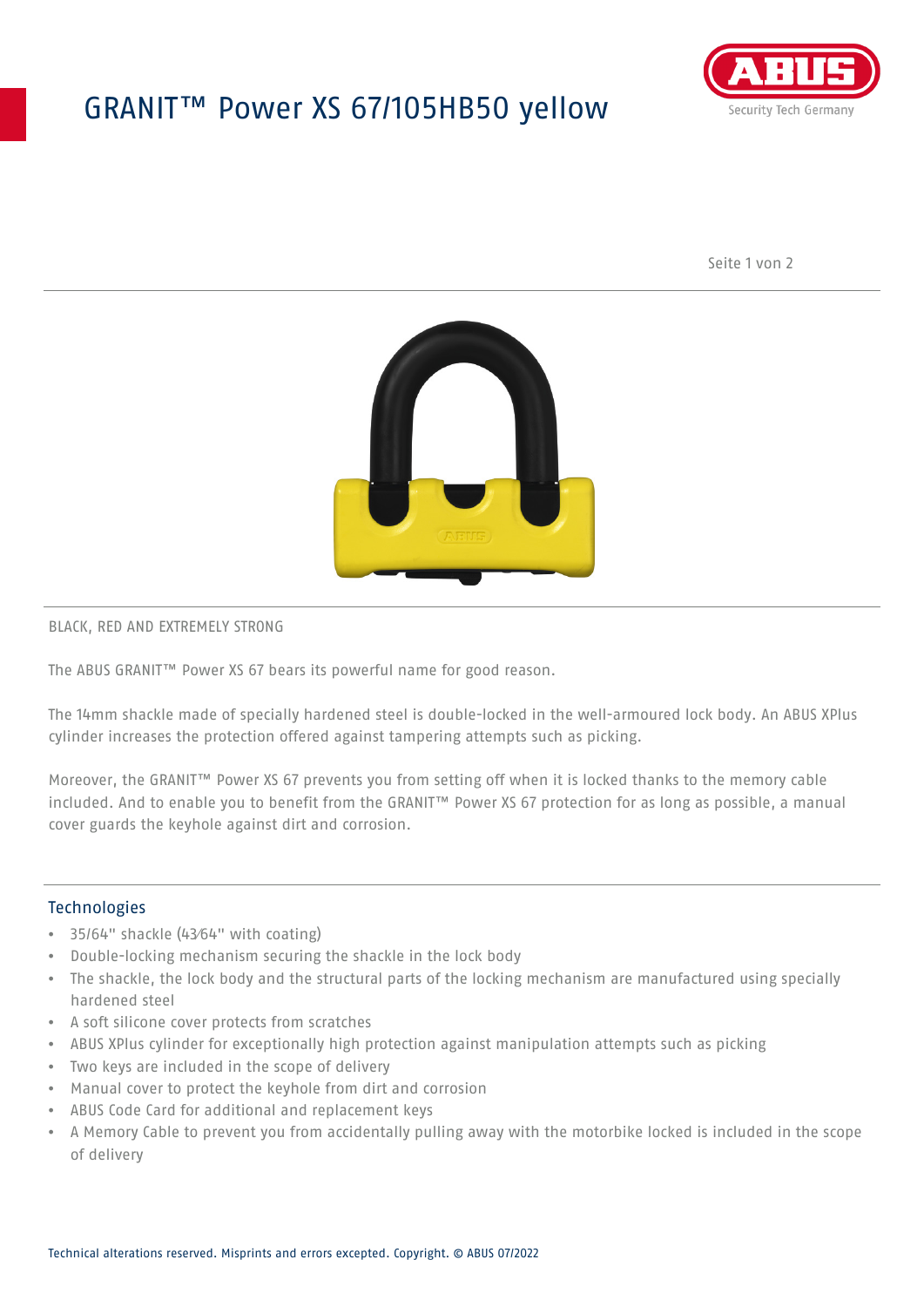# GRANIT™ Power XS 67/105HB50 yellow

BLACK, RED AND EXTREMELY STRONG

The ABUS GRANIT™ Power XS 67 bears its powerful name for good reason.

The 14mm shackle made of specially hardened steel is double-locked in the well-armoured lock body. An ABUS XPlus cylinder increases the protection offered against tampering attempts such as picking.

Moreover, the GRANIT™ Power XS 67 prevents you from setting off when it is locked thanks to the memory cable included. And to enable you to benefit from the GRANIT™ Power XS 67 protection for as long as possible, a manual cover guards the keyhole against dirt and corrosion.

## Technologies

- 35/64" shackle (43⁄64" with coating)
- Double-locking mechanism securing the shackle in the lock body
- The shackle, the lock body and the structural parts of the locking mechanism are manufactured using specially hardened steel
- A soft silicone cover protects from scratches
- ABUS XPlus cylinder for exceptionally high protection against manipulation attempts such as picking
- Two keys are included in the scope of delivery
- Manual cover to protect the keyhole from dirt and corrosion
- ABUS Code Card for additional and replacement keys
- A Memory Cable to prevent you from accidentally pulling away with the motorbike locked is included in the scope of delivery

Technical alterations reserved. Misprints and errors excepted. Copyright. © ABUS 07/2022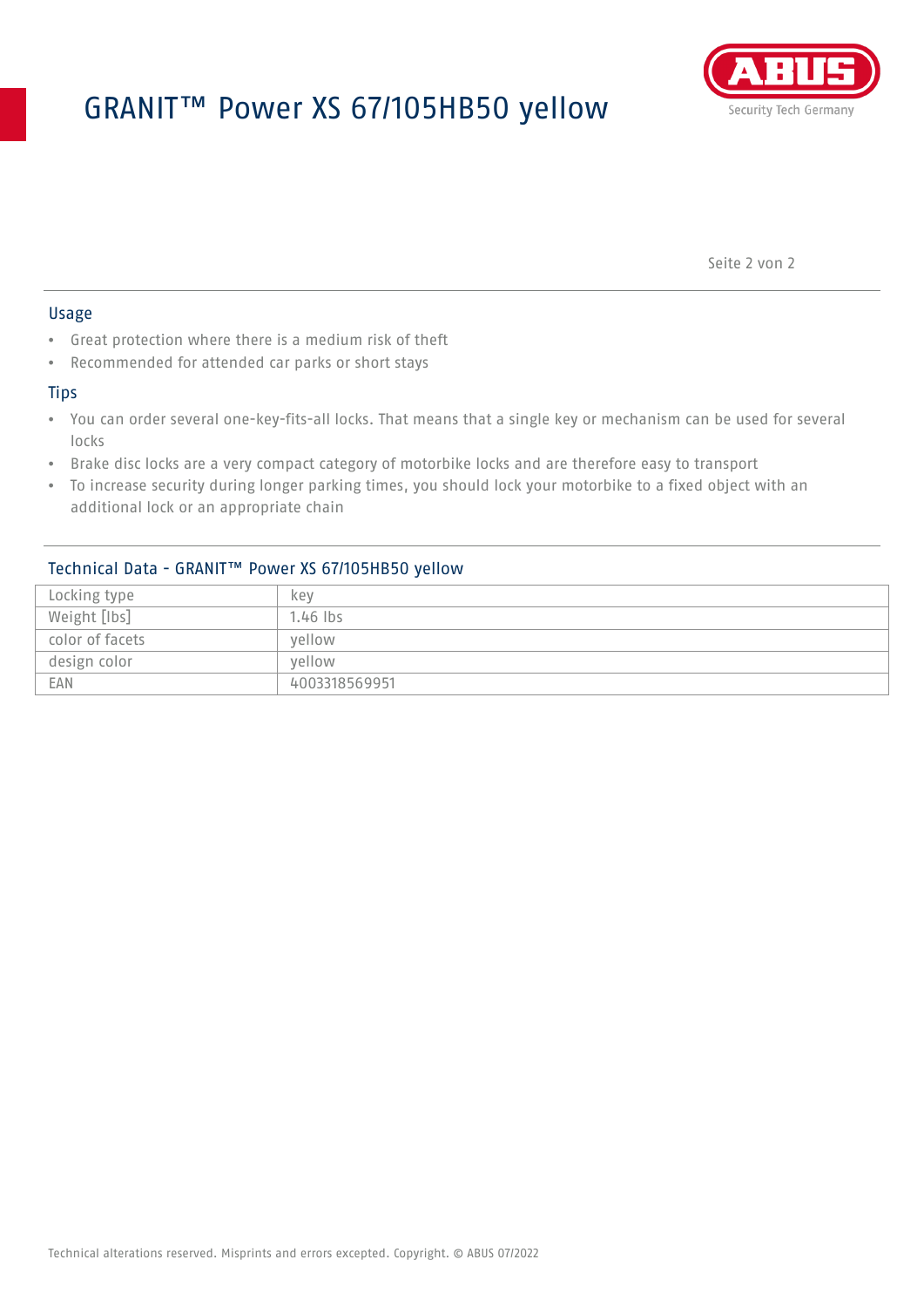## Usage

- Great protection where there is a medium risk of theft
- Recommended for attended car parks or short stays

## Tips

- You can order several one-key-fits-all locks. That means that a single key or mechanism can be used for several locks
- Brake disc locks are a very compact category of motorbike locks and are therefore easy to transport
- To increase security during longer parking times, you should lock your motorbike to a fixed object with an additional lock or an appropriate chain

## Technical Data - GRANIT™ Power XS 67/105HB50 yellow

| | |
|---|---|
| Locking type | key |
| Weight [lbs] | 1.46 lbs |
| color of facets | yellow |
| design color | yellow |
| EAN | 4003318569951 |

Technical alterations reserved. Misprints and errors excepted. Copyright. © ABUS 07/2022